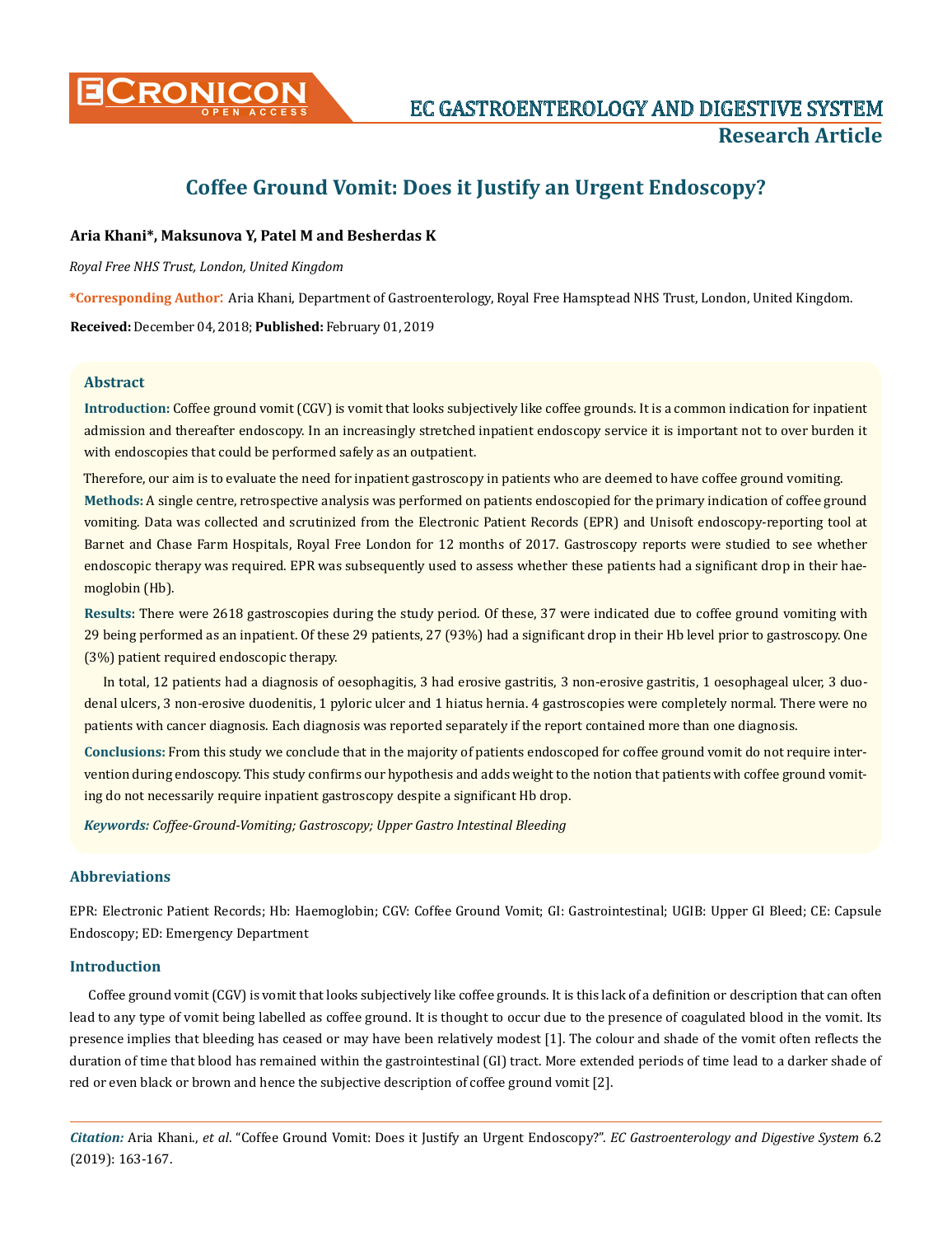# Coffee Ground Vomit: Does it Justify an Urgent Endoscopy?

**Aria Khani\*, Maksunova Y, Patel M and Besherdas K**

*Royal Free NHS Trust, London, United Kingdom*

**\*Corresponding Author:** Aria Khani, Department of Gastroenterology, Royal Free Hamsptead NHS Trust, London, United Kingdom.

**Received:** December 04, 2018; **Published:** February 01, 2019

## Abstract

**Introduction:** Coffee ground vomit (CGV) is vomit that looks subjectively like coffee grounds. It is a common indication for inpatient admission and thereafter endoscopy. In an increasingly stretched inpatient endoscopy service it is important not to over burden it with endoscopies that could be performed safely as an outpatient.

Therefore, our aim is to evaluate the need for inpatient gastroscopy in patients who are deemed to have coffee ground vomiting.

**Methods:** A single centre, retrospective analysis was performed on patients endoscopied for the primary indication of coffee ground vomiting. Data was collected and scrutinized from the Electronic Patient Records (EPR) and Unisoft endoscopy-reporting tool at Barnet and Chase Farm Hospitals, Royal Free London for 12 months of 2017. Gastroscopy reports were studied to see whether endoscopic therapy was required. EPR was subsequently used to assess whether these patients had a significant drop in their haemoglobin (Hb).

**Results:** There were 2618 gastroscopies during the study period. Of these, 37 were indicated due to coffee ground vomiting with 29 being performed as an inpatient. Of these 29 patients, 27 (93%) had a significant drop in their Hb level prior to gastroscopy. One (3%) patient required endoscopic therapy.

In total, 12 patients had a diagnosis of oesophagitis, 3 had erosive gastritis, 3 non-erosive gastritis, 1 oesophageal ulcer, 3 duodenal ulcers, 3 non-erosive duodenitis, 1 pyloric ulcer and 1 hiatus hernia. 4 gastroscopies were completely normal. There were no patients with cancer diagnosis. Each diagnosis was reported separately if the report contained more than one diagnosis.

**Conclusions:** From this study we conclude that in the majority of patients endoscoped for coffee ground vomit do not require intervention during endoscopy. This study confirms our hypothesis and adds weight to the notion that patients with coffee ground vomiting do not necessarily require inpatient gastroscopy despite a significant Hb drop.

***Keywords:*** *Coffee-Ground-Vomiting; Gastroscopy; Upper Gastro Intestinal Bleeding*

## Abbreviations

EPR: Electronic Patient Records; Hb: Haemoglobin; CGV: Coffee Ground Vomit; GI: Gastrointestinal; UGIB: Upper GI Bleed; CE: Capsule Endoscopy; ED: Emergency Department

## Introduction

Coffee ground vomit (CGV) is vomit that looks subjectively like coffee grounds. It is this lack of a definition or description that can often lead to any type of vomit being labelled as coffee ground. It is thought to occur due to the presence of coagulated blood in the vomit. Its presence implies that bleeding has ceased or may have been relatively modest [1]. The colour and shade of the vomit often reflects the duration of time that blood has remained within the gastrointestinal (GI) tract. More extended periods of time lead to a darker shade of red or even black or brown and hence the subjective description of coffee ground vomit [2].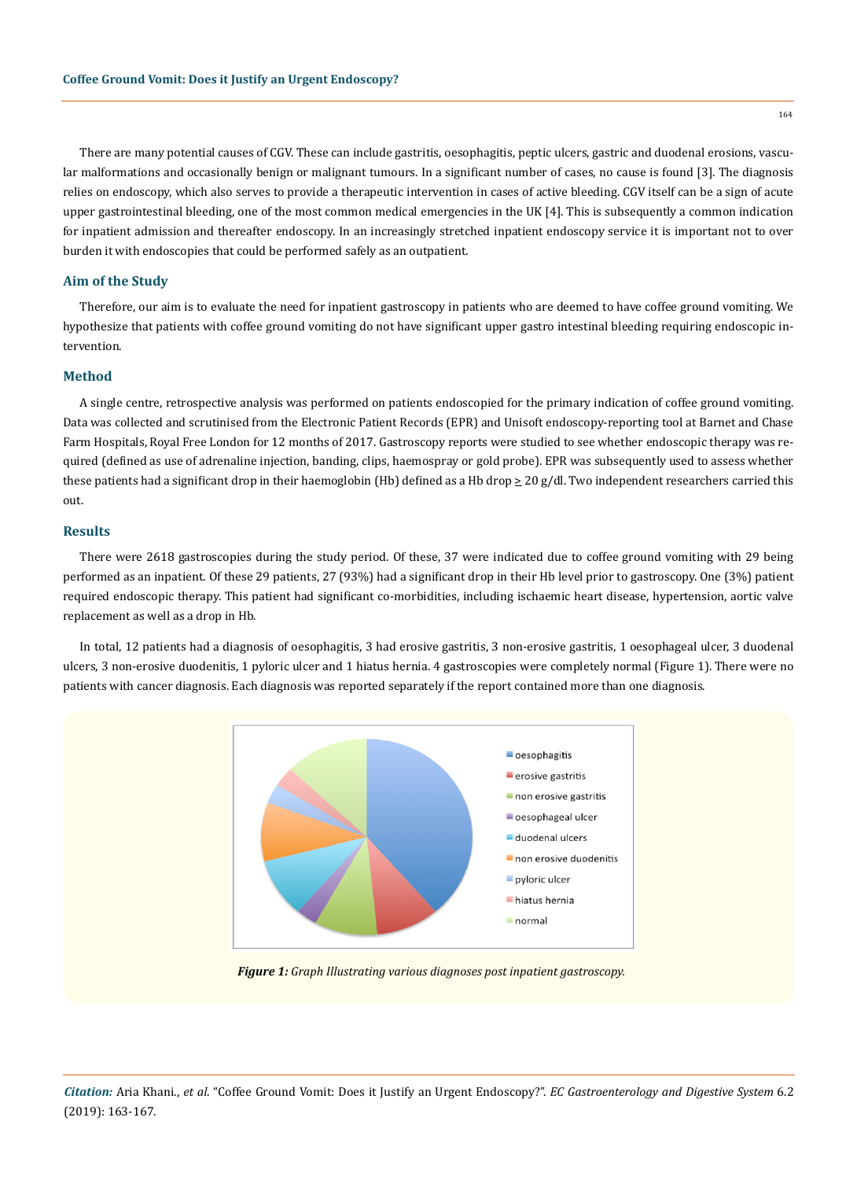There are many potential causes of CGV. These can include gastritis, oesophagitis, peptic ulcers, gastric and duodenal erosions, vascular malformations and occasionally benign or malignant tumours. In a significant number of cases, no cause is found [3]. The diagnosis relies on endoscopy, which also serves to provide a therapeutic intervention in cases of active bleeding. CGV itself can be a sign of acute upper gastrointestinal bleeding, one of the most common medical emergencies in the UK [4]. This is subsequently a common indication for inpatient admission and thereafter endoscopy. In an increasingly stretched inpatient endoscopy service it is important not to over burden it with endoscopies that could be performed safely as an outpatient.

## Aim of the Study

Therefore, our aim is to evaluate the need for inpatient gastroscopy in patients who are deemed to have coffee ground vomiting. We hypothesize that patients with coffee ground vomiting do not have significant upper gastro intestinal bleeding requiring endoscopic intervention.

## Method

A single centre, retrospective analysis was performed on patients endoscopied for the primary indication of coffee ground vomiting. Data was collected and scrutinised from the Electronic Patient Records (EPR) and Unisoft endoscopy-reporting tool at Barnet and Chase Farm Hospitals, Royal Free London for 12 months of 2017. Gastroscopy reports were studied to see whether endoscopic therapy was required (defined as use of adrenaline injection, banding, clips, haemospray or gold probe). EPR was subsequently used to assess whether these patients had a significant drop in their haemoglobin (Hb) defined as a Hb drop $\geq$ 20 g/dl. Two independent researchers carried this out.

## Results

There were 2618 gastroscopies during the study period. Of these, 37 were indicated due to coffee ground vomiting with 29 being performed as an inpatient. Of these 29 patients, 27 (93%) had a significant drop in their Hb level prior to gastroscopy. One (3%) patient required endoscopic therapy. This patient had significant co-morbidities, including ischaemic heart disease, hypertension, aortic valve replacement as well as a drop in Hb.

In total, 12 patients had a diagnosis of oesophagitis, 3 had erosive gastritis, 3 non-erosive gastritis, 1 oesophageal ulcer, 3 duodenal ulcers, 3 non-erosive duodenitis, 1 pyloric ulcer and 1 hiatus hernia. 4 gastroscopies were completely normal (Figure 1). There were no patients with cancer diagnosis. Each diagnosis was reported separately if the report contained more than one diagnosis.

***Figure 1:*** *Graph Illustrating various diagnoses post inpatient gastroscopy.*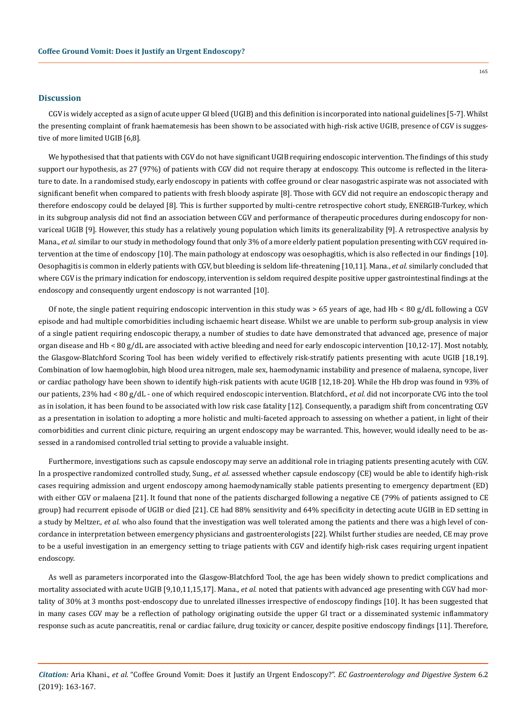## Discussion

CGV is widely accepted as a sign of acute upper GI bleed (UGIB) and this definition is incorporated into national guidelines [5-7]. Whilst the presenting complaint of frank haematemesis has been shown to be associated with high-risk active UGIB, presence of CGV is suggestive of more limited UGIB [6,8].

We hypothesised that that patients with CGV do not have significant UGIB requiring endoscopic intervention. The findings of this study support our hypothesis, as 27 (97%) of patients with CGV did not require therapy at endoscopy. This outcome is reflected in the literature to date. In a randomised study, early endoscopy in patients with coffee ground or clear nasogastric aspirate was not associated with significant benefit when compared to patients with fresh bloody aspirate [8]. Those with GCV did not require an endoscopic therapy and therefore endoscopy could be delayed [8]. This is further supported by multi-centre retrospective cohort study, ENERGIB-Turkey, which in its subgroup analysis did not find an association between CGV and performance of therapeutic procedures during endoscopy for non-variceal UGIB [9]. However, this study has a relatively young population which limits its generalizability [9]. A retrospective analysis by Mana., *et al.* similar to our study in methodology found that only 3% of a more elderly patient population presenting with CGV required intervention at the time of endoscopy [10]. The main pathology at endoscopy was oesophagitis, which is also reflected in our findings [10]. Oesophagitis is common in elderly patients with CGV, but bleeding is seldom life-threatening [10,11]. Mana., *et al.* similarly concluded that where CGV is the primary indication for endoscopy, intervention is seldom required despite positive upper gastrointestinal findings at the endoscopy and consequently urgent endoscopy is not warranted [10].

Of note, the single patient requiring endoscopic intervention in this study was > 65 years of age, had Hb < 80 g/dL following a CGV episode and had multiple comorbidities including ischaemic heart disease. Whilst we are unable to perform sub-group analysis in view of a single patient requiring endoscopic therapy, a number of studies to date have demonstrated that advanced age, presence of major organ disease and Hb < 80 g/dL are associated with active bleeding and need for early endoscopic intervention [10,12-17]. Most notably, the Glasgow-Blatchford Scoring Tool has been widely verified to effectively risk-stratify patients presenting with acute UGIB [18,19]. Combination of low haemoglobin, high blood urea nitrogen, male sex, haemodynamic instability and presence of malaena, syncope, liver or cardiac pathology have been shown to identify high-risk patients with acute UGIB [12,18-20]. While the Hb drop was found in 93% of our patients, 23% had < 80 g/dL - one of which required endoscopic intervention. Blatchford., *et al.* did not incorporate CVG into the tool as in isolation, it has been found to be associated with low risk case fatality [12]. Consequently, a paradigm shift from concentrating CGV as a presentation in isolation to adopting a more holistic and multi-faceted approach to assessing on whether a patient, in light of their comorbidities and current clinic picture, requiring an urgent endoscopy may be warranted. This, however, would ideally need to be assessed in a randomised controlled trial setting to provide a valuable insight.

Furthermore, investigations such as capsule endoscopy may serve an additional role in triaging patients presenting acutely with CGV. In a prospective randomized controlled study, Sung., *et al.* assessed whether capsule endoscopy (CE) would be able to identify high-risk cases requiring admission and urgent endoscopy among haemodynamically stable patients presenting to emergency department (ED) with either CGV or malaena [21]. It found that none of the patients discharged following a negative CE (79% of patients assigned to CE group) had recurrent episode of UGIB or died [21]. CE had 88% sensitivity and 64% specificity in detecting acute UGIB in ED setting in a study by Meltzer., *et al.* who also found that the investigation was well tolerated among the patients and there was a high level of concordance in interpretation between emergency physicians and gastroenterologists [22]. Whilst further studies are needed, CE may prove to be a useful investigation in an emergency setting to triage patients with CGV and identify high-risk cases requiring urgent inpatient endoscopy.

As well as parameters incorporated into the Glasgow-Blatchford Tool, the age has been widely shown to predict complications and mortality associated with acute UGIB [9,10,11,15,17]. Mana., *et al.* noted that patients with advanced age presenting with CGV had mortality of 30% at 3 months post-endoscopy due to unrelated illnesses irrespective of endoscopy findings [10]. It has been suggested that in many cases CGV may be a reflection of pathology originating outside the upper GI tract or a disseminated systemic inflammatory response such as acute pancreatitis, renal or cardiac failure, drug toxicity or cancer, despite positive endoscopy findings [11]. Therefore,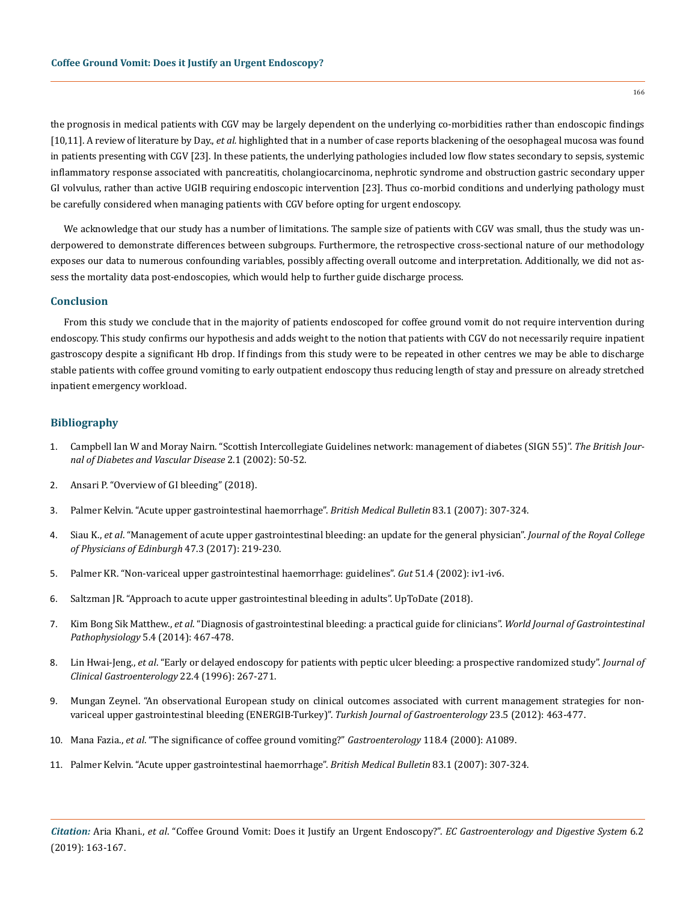the prognosis in medical patients with CGV may be largely dependent on the underlying co-morbidities rather than endoscopic findings [10,11]. A review of literature by Day., *et al.* highlighted that in a number of case reports blackening of the oesophageal mucosa was found in patients presenting with CGV [23]. In these patients, the underlying pathologies included low flow states secondary to sepsis, systemic inflammatory response associated with pancreatitis, cholangiocarcinoma, nephrotic syndrome and obstruction gastric secondary upper GI volvulus, rather than active UGIB requiring endoscopic intervention [23]. Thus co-morbid conditions and underlying pathology must be carefully considered when managing patients with CGV before opting for urgent endoscopy.

We acknowledge that our study has a number of limitations. The sample size of patients with CGV was small, thus the study was underpowered to demonstrate differences between subgroups. Furthermore, the retrospective cross-sectional nature of our methodology exposes our data to numerous confounding variables, possibly affecting overall outcome and interpretation. Additionally, we did not assess the mortality data post-endoscopies, which would help to further guide discharge process.

## Conclusion

From this study we conclude that in the majority of patients endoscoped for coffee ground vomit do not require intervention during endoscopy. This study confirms our hypothesis and adds weight to the notion that patients with CGV do not necessarily require inpatient gastroscopy despite a significant Hb drop. If findings from this study were to be repeated in other centres we may be able to discharge stable patients with coffee ground vomiting to early outpatient endoscopy thus reducing length of stay and pressure on already stretched inpatient emergency workload.

## Bibliography

1. Campbell Ian W and Moray Nairn. "Scottish Intercollegiate Guidelines network: management of diabetes (SIGN 55)". *The British Journal of Diabetes and Vascular Disease* 2.1 (2002): 50-52.
2. Ansari P. "Overview of GI bleeding" (2018).
3. Palmer Kelvin. "Acute upper gastrointestinal haemorrhage". *British Medical Bulletin* 83.1 (2007): 307-324.
4. Siau K., *et al*. "Management of acute upper gastrointestinal bleeding: an update for the general physician". *Journal of the Royal College of Physicians of Edinburgh* 47.3 (2017): 219-230.
5. Palmer KR. "Non-variceal upper gastrointestinal haemorrhage: guidelines". *Gut* 51.4 (2002): iv1-iv6.
6. Saltzman JR. "Approach to acute upper gastrointestinal bleeding in adults". UpToDate (2018).
7. Kim Bong Sik Matthew., *et al.* "Diagnosis of gastrointestinal bleeding: a practical guide for clinicians". *World Journal of Gastrointestinal Pathophysiology* 5.4 (2014): 467-478.
8. Lin Hwai-Jeng., *et al*. "Early or delayed endoscopy for patients with peptic ulcer bleeding: a prospective randomized study". *Journal of Clinical Gastroenterology* 22.4 (1996): 267-271.
9. Mungan Zeynel. "An observational European study on clinical outcomes associated with current management strategies for non-variceal upper gastrointestinal bleeding (ENERGIB-Turkey)". *Turkish Journal of Gastroenterology* 23.5 (2012): 463-477.
10. Mana Fazia., *et al*. "The significance of coffee ground vomiting?" *Gastroenterology* 118.4 (2000): A1089.
11. Palmer Kelvin. "Acute upper gastrointestinal haemorrhage". *British Medical Bulletin* 83.1 (2007): 307-324.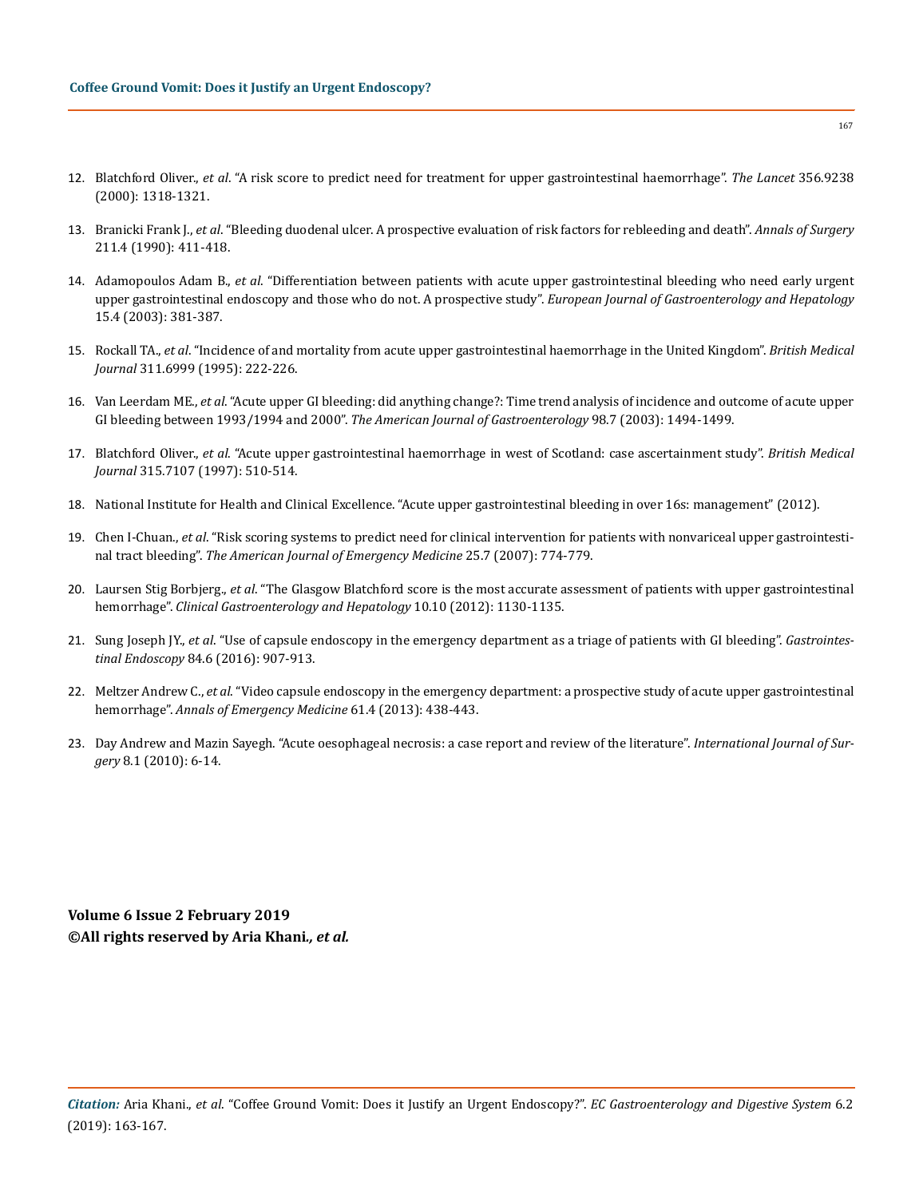12. Blatchford Oliver., *et al*. "A risk score to predict need for treatment for upper gastrointestinal haemorrhage". *The Lancet* 356.9238 (2000): 1318-1321.

13. Branicki Frank J., *et al*. "Bleeding duodenal ulcer. A prospective evaluation of risk factors for rebleeding and death". *Annals of Surgery* 211.4 (1990): 411-418.

14. Adamopoulos Adam B., *et al*. "Differentiation between patients with acute upper gastrointestinal bleeding who need early urgent upper gastrointestinal endoscopy and those who do not. A prospective study". *European Journal of Gastroenterology and Hepatology* 15.4 (2003): 381-387.

15. Rockall TA., *et al*. "Incidence of and mortality from acute upper gastrointestinal haemorrhage in the United Kingdom". *British Medical Journal* 311.6999 (1995): 222-226.

16. Van Leerdam ME., *et al*. "Acute upper GI bleeding: did anything change?: Time trend analysis of incidence and outcome of acute upper GI bleeding between 1993/1994 and 2000". *The American Journal of Gastroenterology* 98.7 (2003): 1494-1499.

17. Blatchford Oliver., *et al*. "Acute upper gastrointestinal haemorrhage in west of Scotland: case ascertainment study". *British Medical Journal* 315.7107 (1997): 510-514.

18. National Institute for Health and Clinical Excellence. "Acute upper gastrointestinal bleeding in over 16s: management" (2012).

19. Chen I-Chuan., *et al*. "Risk scoring systems to predict need for clinical intervention for patients with nonvariceal upper gastrointestinal tract bleeding". *The American Journal of Emergency Medicine* 25.7 (2007): 774-779.

20. Laursen Stig Borbjerg., *et al*. "The Glasgow Blatchford score is the most accurate assessment of patients with upper gastrointestinal hemorrhage". *Clinical Gastroenterology and Hepatology* 10.10 (2012): 1130-1135.

21. Sung Joseph JY., *et al*. "Use of capsule endoscopy in the emergency department as a triage of patients with GI bleeding". *Gastrointestinal Endoscopy* 84.6 (2016): 907-913.

22. Meltzer Andrew C., *et al*. "Video capsule endoscopy in the emergency department: a prospective study of acute upper gastrointestinal hemorrhage". *Annals of Emergency Medicine* 61.4 (2013): 438-443.

23. Day Andrew and Mazin Sayegh. "Acute oesophageal necrosis: a case report and review of the literature". *International Journal of Surgery* 8.1 (2010): 6-14.

**Volume 6 Issue 2 February 2019**
**©All rights reserved by Aria Khani., *et al.***